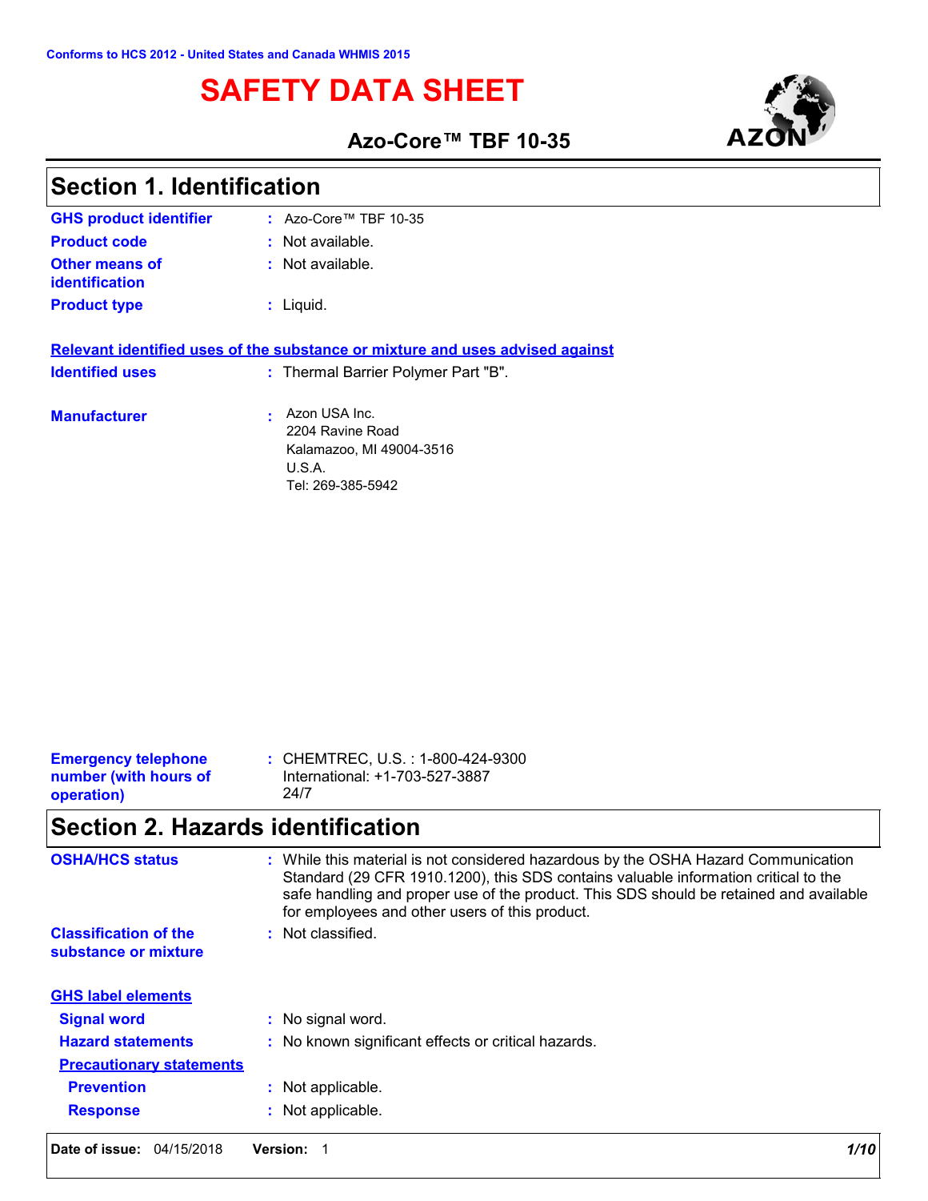Conforms to HCS 2012 - United States and Canada WHMIS 2015

# SAFETY DATA SHEET

## Azo-Core™ TBF 10-35

## Section 1. Identification

| | |
|---|---|
| **GHS product identifier** | : Azo-Core™ TBF 10-35 |
| **Product code** | : Not available. |
| **Other means of identification** | : Not available. |
| **Product type** | : Liquid. |

**Relevant identified uses of the substance or mixture and uses advised against**

| | |
|---|---|
| **Identified uses** | : Thermal Barrier Polymer Part "B". |
| **Manufacturer** | : Azon USA Inc.<br>2204 Ravine Road<br>Kalamazoo, MI 49004-3516<br>U.S.A.<br>Tel: 269-385-5942 |
| **Emergency telephone number (with hours of operation)** | : CHEMTREC, U.S. : 1-800-424-9300<br>International: +1-703-527-3887<br>24/7 |

## Section 2. Hazards identification

| | |
|---|---|
| **OSHA/HCS status** | : While this material is not considered hazardous by the OSHA Hazard Communication Standard (29 CFR 1910.1200), this SDS contains valuable information critical to the safe handling and proper use of the product. This SDS should be retained and available for employees and other users of this product. |
| **Classification of the substance or mixture** | : Not classified. |

**GHS label elements**

| | |
|---|---|
| **Signal word** | : No signal word. |
| **Hazard statements** | : No known significant effects or critical hazards. |

**Precautionary statements**

| | |
|---|---|
| **Prevention** | : Not applicable. |
| **Response** | : Not applicable. |

**Date of issue:** 04/15/2018 **Version:** 1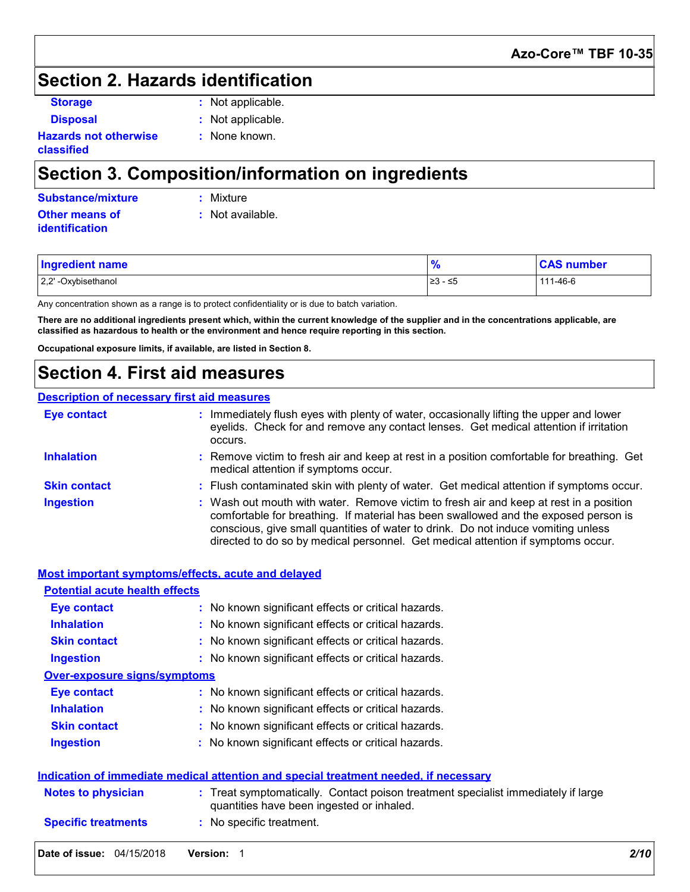## Section 2. Hazards identification

**Storage** : Not applicable.

**Disposal** : Not applicable.

**Hazards not otherwise classified** : None known.

## Section 3. Composition/information on ingredients

**Substance/mixture** : Mixture

**Other means of identification** : Not available.

| Ingredient name | % | CAS number |
|---|---|---|
| 2,2' -Oxybisethanol | ≥3 - ≤5 | 111-46-6 |

Any concentration shown as a range is to protect confidentiality or is due to batch variation.

**There are no additional ingredients present which, within the current knowledge of the supplier and in the concentrations applicable, are classified as hazardous to health or the environment and hence require reporting in this section.**

**Occupational exposure limits, if available, are listed in Section 8.**

## Section 4. First aid measures

### Description of necessary first aid measures

**Eye contact** : Immediately flush eyes with plenty of water, occasionally lifting the upper and lower eyelids. Check for and remove any contact lenses. Get medical attention if irritation occurs.

**Inhalation** : Remove victim to fresh air and keep at rest in a position comfortable for breathing. Get medical attention if symptoms occur.

**Skin contact** : Flush contaminated skin with plenty of water. Get medical attention if symptoms occur.

**Ingestion** : Wash out mouth with water. Remove victim to fresh air and keep at rest in a position comfortable for breathing. If material has been swallowed and the exposed person is conscious, give small quantities of water to drink. Do not induce vomiting unless directed to do so by medical personnel. Get medical attention if symptoms occur.

### Most important symptoms/effects, acute and delayed

#### Potential acute health effects

**Eye contact** : No known significant effects or critical hazards.

**Inhalation** : No known significant effects or critical hazards.

**Skin contact** : No known significant effects or critical hazards.

**Ingestion** : No known significant effects or critical hazards.

#### Over-exposure signs/symptoms

**Eye contact** : No known significant effects or critical hazards.

**Inhalation** : No known significant effects or critical hazards.

**Skin contact** : No known significant effects or critical hazards.

**Ingestion** : No known significant effects or critical hazards.

### Indication of immediate medical attention and special treatment needed, if necessary

**Notes to physician** : Treat symptomatically. Contact poison treatment specialist immediately if large quantities have been ingested or inhaled.

**Specific treatments** : No specific treatment.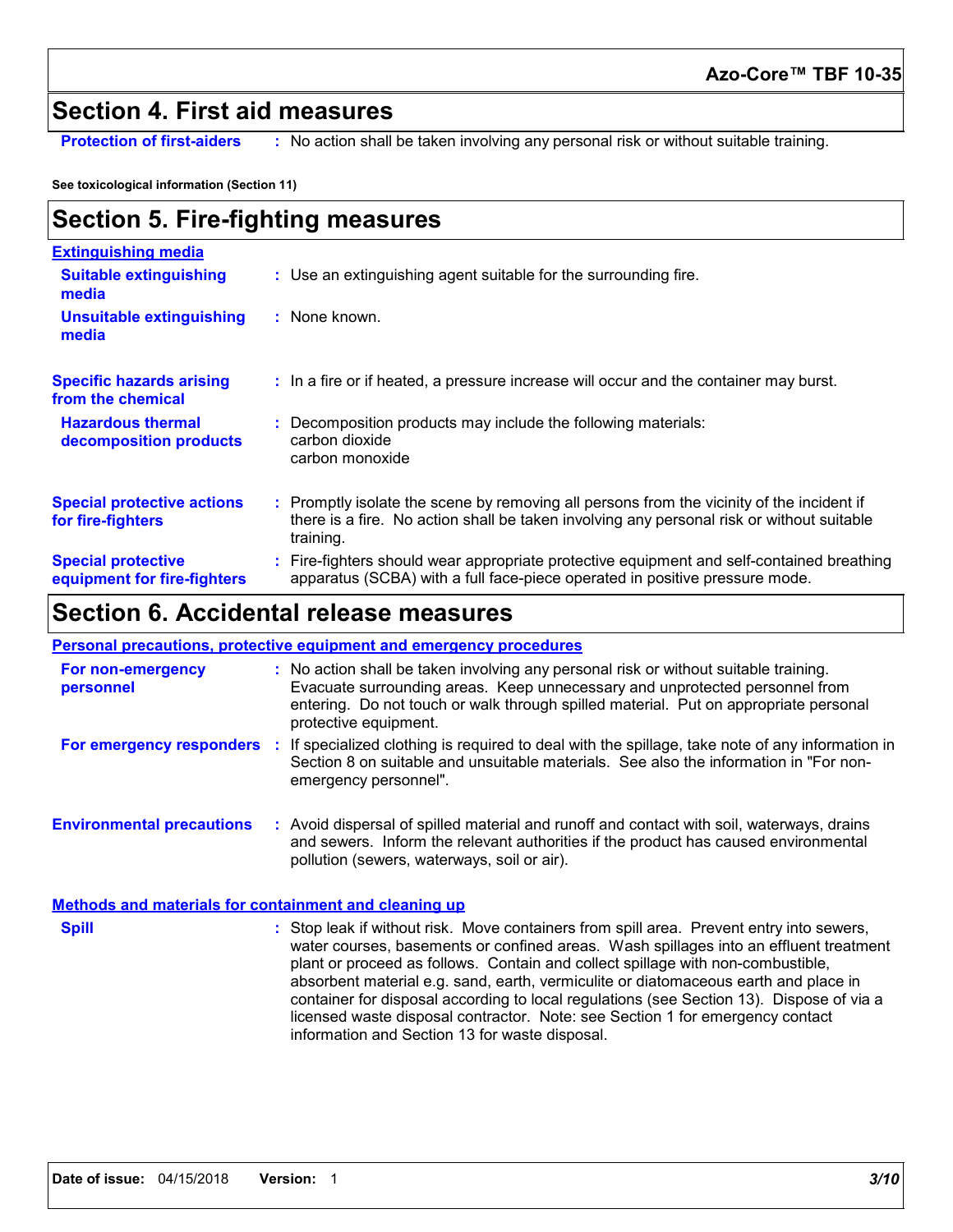## Section 4. First aid measures

**Protection of first-aiders** : No action shall be taken involving any personal risk or without suitable training.

**See toxicological information (Section 11)**

## Section 5. Fire-fighting measures

**Extinguishing media**

**Suitable extinguishing media** : Use an extinguishing agent suitable for the surrounding fire.

**Unsuitable extinguishing media** : None known.

**Specific hazards arising from the chemical** : In a fire or if heated, a pressure increase will occur and the container may burst.

**Hazardous thermal decomposition products** : Decomposition products may include the following materials:
carbon dioxide
carbon monoxide

**Special protective actions for fire-fighters** : Promptly isolate the scene by removing all persons from the vicinity of the incident if there is a fire. No action shall be taken involving any personal risk or without suitable training.

**Special protective equipment for fire-fighters** : Fire-fighters should wear appropriate protective equipment and self-contained breathing apparatus (SCBA) with a full face-piece operated in positive pressure mode.

## Section 6. Accidental release measures

**Personal precautions, protective equipment and emergency procedures**

**For non-emergency personnel** : No action shall be taken involving any personal risk or without suitable training. Evacuate surrounding areas. Keep unnecessary and unprotected personnel from entering. Do not touch or walk through spilled material. Put on appropriate personal protective equipment.

**For emergency responders** : If specialized clothing is required to deal with the spillage, take note of any information in Section 8 on suitable and unsuitable materials. See also the information in "For non-emergency personnel".

**Environmental precautions** : Avoid dispersal of spilled material and runoff and contact with soil, waterways, drains and sewers. Inform the relevant authorities if the product has caused environmental pollution (sewers, waterways, soil or air).

**Methods and materials for containment and cleaning up**

**Spill** : Stop leak if without risk. Move containers from spill area. Prevent entry into sewers, water courses, basements or confined areas. Wash spillages into an effluent treatment plant or proceed as follows. Contain and collect spillage with non-combustible, absorbent material e.g. sand, earth, vermiculite or diatomaceous earth and place in container for disposal according to local regulations (see Section 13). Dispose of via a licensed waste disposal contractor. Note: see Section 1 for emergency contact information and Section 13 for waste disposal.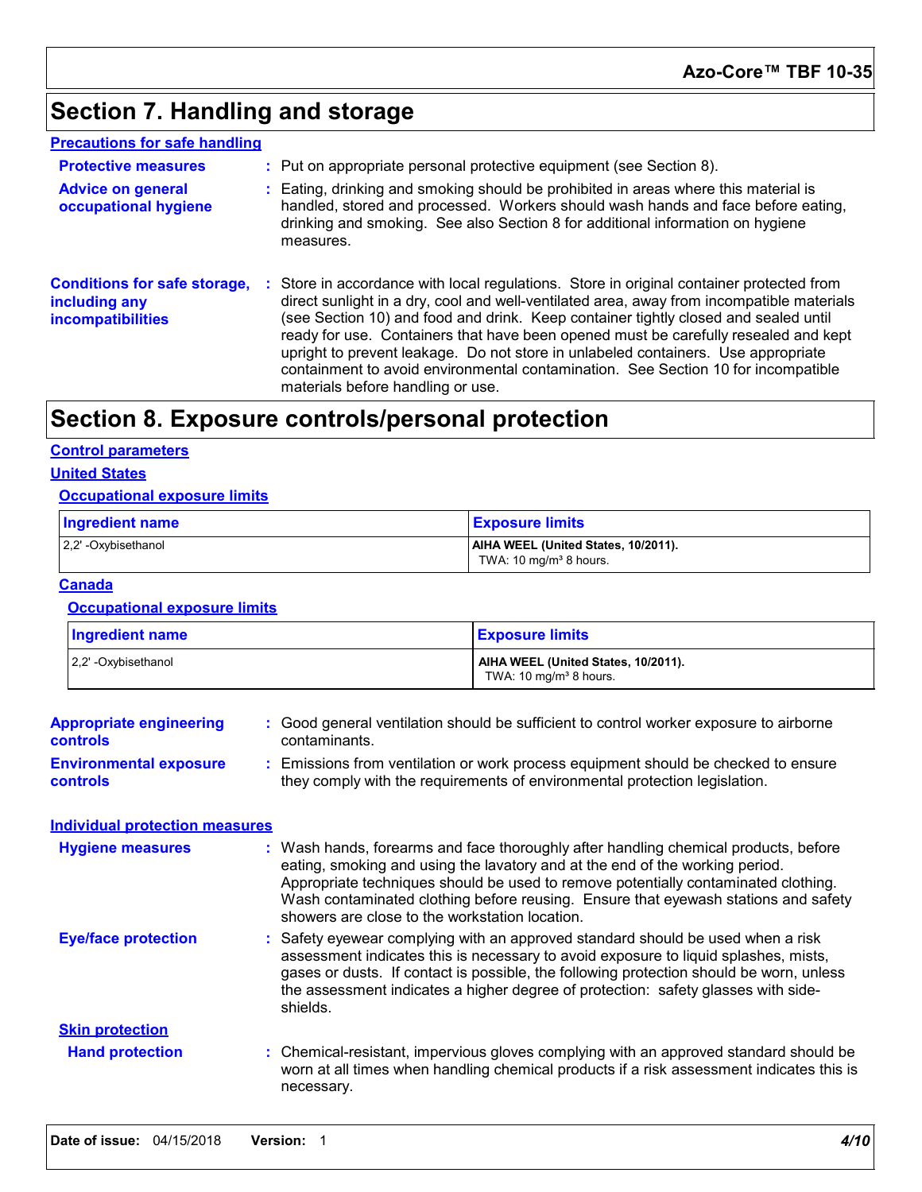# Section 7. Handling and storage

## Precautions for safe handling

**Protective measures** : Put on appropriate personal protective equipment (see Section 8).

**Advice on general occupational hygiene** : Eating, drinking and smoking should be prohibited in areas where this material is handled, stored and processed. Workers should wash hands and face before eating, drinking and smoking. See also Section 8 for additional information on hygiene measures.

**Conditions for safe storage, including any incompatibilities** : Store in accordance with local regulations. Store in original container protected from direct sunlight in a dry, cool and well-ventilated area, away from incompatible materials (see Section 10) and food and drink. Keep container tightly closed and sealed until ready for use. Containers that have been opened must be carefully resealed and kept upright to prevent leakage. Do not store in unlabeled containers. Use appropriate containment to avoid environmental contamination. See Section 10 for incompatible materials before handling or use.

# Section 8. Exposure controls/personal protection

## Control parameters

### United States

#### Occupational exposure limits

| Ingredient name | Exposure limits |
|---|---|
| 2,2' -Oxybisethanol | **AIHA WEEL (United States, 10/2011).** TWA: 10 mg/m³ 8 hours. |

### Canada

#### Occupational exposure limits

| Ingredient name | Exposure limits |
|---|---|
| 2,2' -Oxybisethanol | **AIHA WEEL (United States, 10/2011).** TWA: 10 mg/m³ 8 hours. |

**Appropriate engineering controls** : Good general ventilation should be sufficient to control worker exposure to airborne contaminants.

**Environmental exposure controls** : Emissions from ventilation or work process equipment should be checked to ensure they comply with the requirements of environmental protection legislation.

## Individual protection measures

**Hygiene measures** : Wash hands, forearms and face thoroughly after handling chemical products, before eating, smoking and using the lavatory and at the end of the working period. Appropriate techniques should be used to remove potentially contaminated clothing. Wash contaminated clothing before reusing. Ensure that eyewash stations and safety showers are close to the workstation location.

**Eye/face protection** : Safety eyewear complying with an approved standard should be used when a risk assessment indicates this is necessary to avoid exposure to liquid splashes, mists, gases or dusts. If contact is possible, the following protection should be worn, unless the assessment indicates a higher degree of protection: safety glasses with side-shields.

### Skin protection

**Hand protection** : Chemical-resistant, impervious gloves complying with an approved standard should be worn at all times when handling chemical products if a risk assessment indicates this is necessary.

**Date of issue:** 04/15/2018 **Version:** 1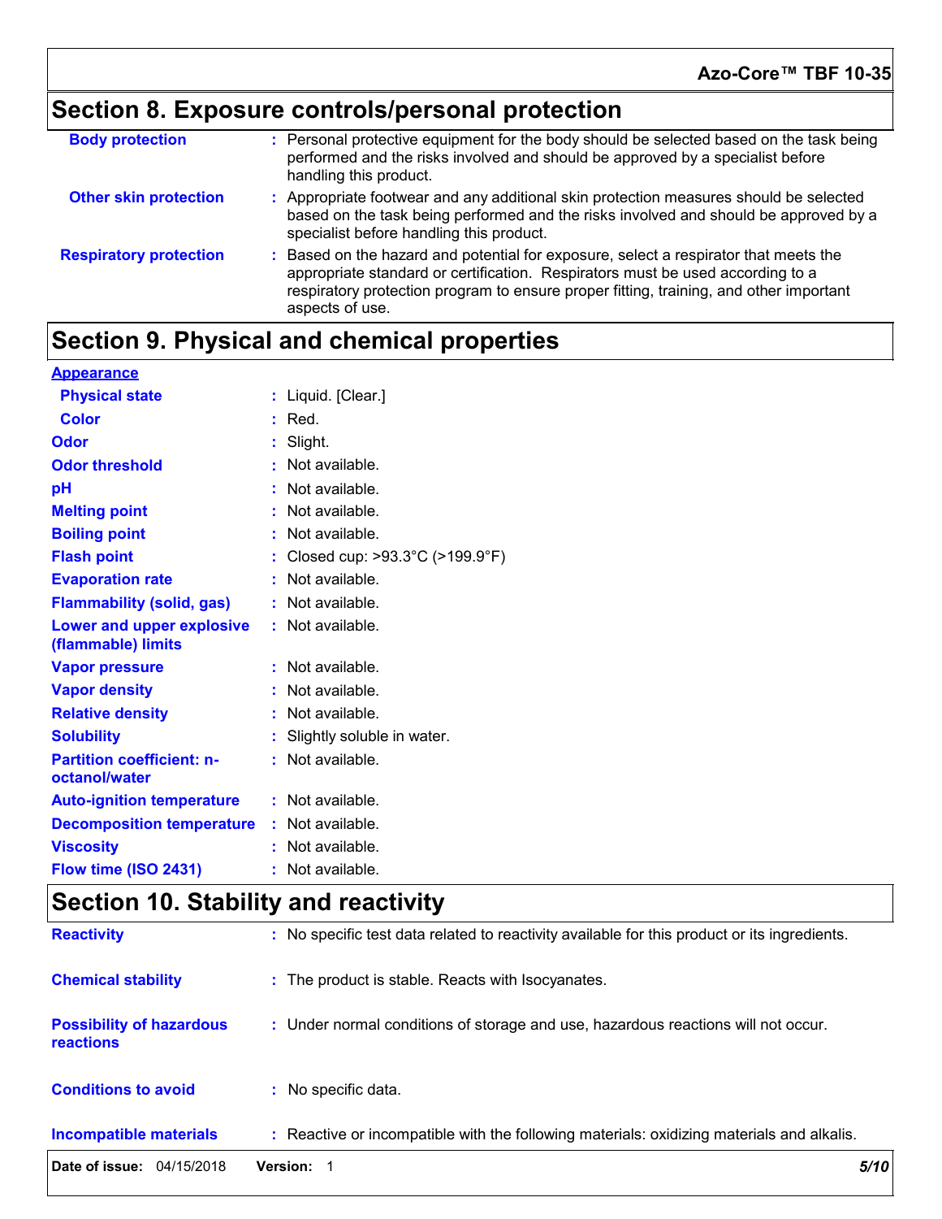## Section 8. Exposure controls/personal protection

| | |
|---|---|
| **Body protection** | : Personal protective equipment for the body should be selected based on the task being performed and the risks involved and should be approved by a specialist before handling this product. |
| **Other skin protection** | : Appropriate footwear and any additional skin protection measures should be selected based on the task being performed and the risks involved and should be approved by a specialist before handling this product. |
| **Respiratory protection** | : Based on the hazard and potential for exposure, select a respirator that meets the appropriate standard or certification. Respirators must be used according to a respiratory protection program to ensure proper fitting, training, and other important aspects of use. |

## Section 9. Physical and chemical properties

**Appearance**

| | |
|---|---|
| **Physical state** | : Liquid. [Clear.] |
| **Color** | : Red. |
| **Odor** | : Slight. |
| **Odor threshold** | : Not available. |
| **pH** | : Not available. |
| **Melting point** | : Not available. |
| **Boiling point** | : Not available. |
| **Flash point** | : Closed cup: >93.3°C (>199.9°F) |
| **Evaporation rate** | : Not available. |
| **Flammability (solid, gas)** | : Not available. |
| **Lower and upper explosive (flammable) limits** | : Not available. |
| **Vapor pressure** | : Not available. |
| **Vapor density** | : Not available. |
| **Relative density** | : Not available. |
| **Solubility** | : Slightly soluble in water. |
| **Partition coefficient: n-octanol/water** | : Not available. |
| **Auto-ignition temperature** | : Not available. |
| **Decomposition temperature** | : Not available. |
| **Viscosity** | : Not available. |
| **Flow time (ISO 2431)** | : Not available. |

## Section 10. Stability and reactivity

| | |
|---|---|
| **Reactivity** | : No specific test data related to reactivity available for this product or its ingredients. |
| **Chemical stability** | : The product is stable. Reacts with Isocyanates. |
| **Possibility of hazardous reactions** | : Under normal conditions of storage and use, hazardous reactions will not occur. |
| **Conditions to avoid** | : No specific data. |
| **Incompatible materials** | : Reactive or incompatible with the following materials: oxidizing materials and alkalis. |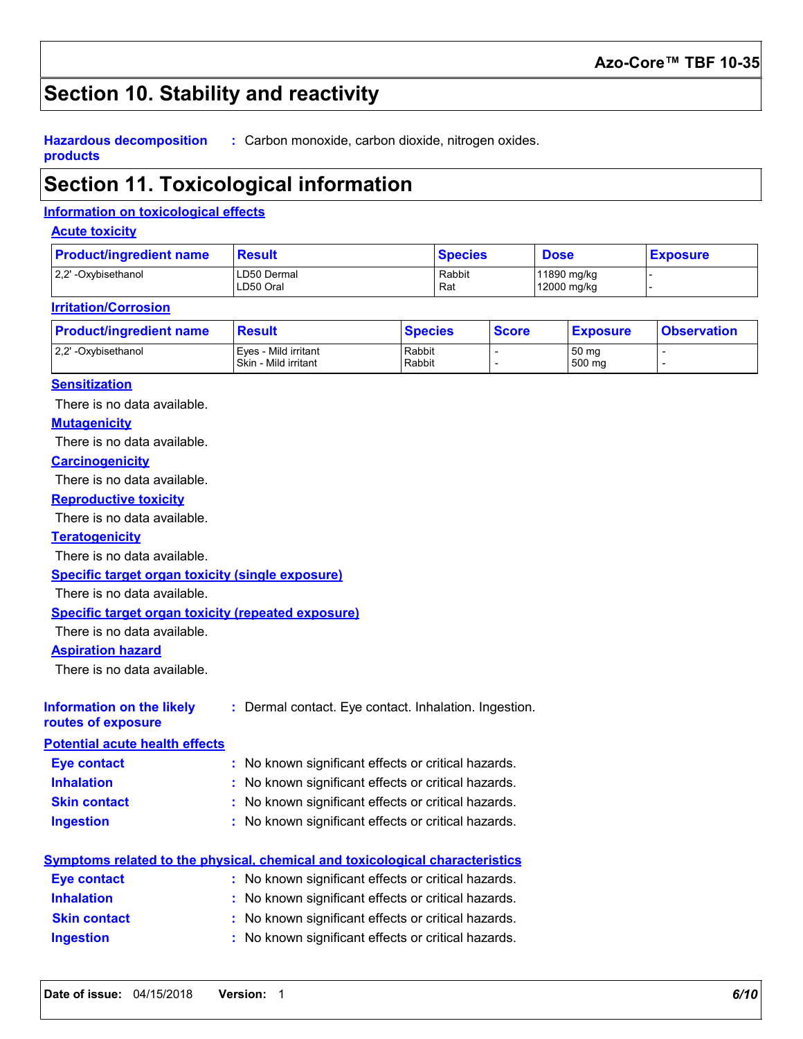## Section 10. Stability and reactivity

**Hazardous decomposition products** : Carbon monoxide, carbon dioxide, nitrogen oxides.

## Section 11. Toxicological information

### Information on toxicological effects

#### Acute toxicity

| Product/ingredient name | Result | Species | Dose | Exposure |
|---|---|---|---|---|
| 2,2' -Oxybisethanol | LD50 Dermal<br>LD50 Oral | Rabbit<br>Rat | 11890 mg/kg<br>12000 mg/kg | -<br>- |

#### Irritation/Corrosion

| Product/ingredient name | Result | Species | Score | Exposure | Observation |
|---|---|---|---|---|---|
| 2,2' -Oxybisethanol | Eyes - Mild irritant<br>Skin - Mild irritant | Rabbit<br>Rabbit | -<br>- | 50 mg<br>500 mg | -<br>- |

#### Sensitization

There is no data available.

#### Mutagenicity

There is no data available.

#### Carcinogenicity

There is no data available.

#### Reproductive toxicity

There is no data available.

#### Teratogenicity

There is no data available.

#### Specific target organ toxicity (single exposure)

There is no data available.

#### Specific target organ toxicity (repeated exposure)

There is no data available.

#### Aspiration hazard

There is no data available.

**Information on the likely routes of exposure** : Dermal contact. Eye contact. Inhalation. Ingestion.

### Potential acute health effects

**Eye contact** : No known significant effects or critical hazards.

**Inhalation** : No known significant effects or critical hazards.

**Skin contact** : No known significant effects or critical hazards.

**Ingestion** : No known significant effects or critical hazards.

### Symptoms related to the physical, chemical and toxicological characteristics

**Eye contact** : No known significant effects or critical hazards.

**Inhalation** : No known significant effects or critical hazards.

**Skin contact** : No known significant effects or critical hazards.

**Ingestion** : No known significant effects or critical hazards.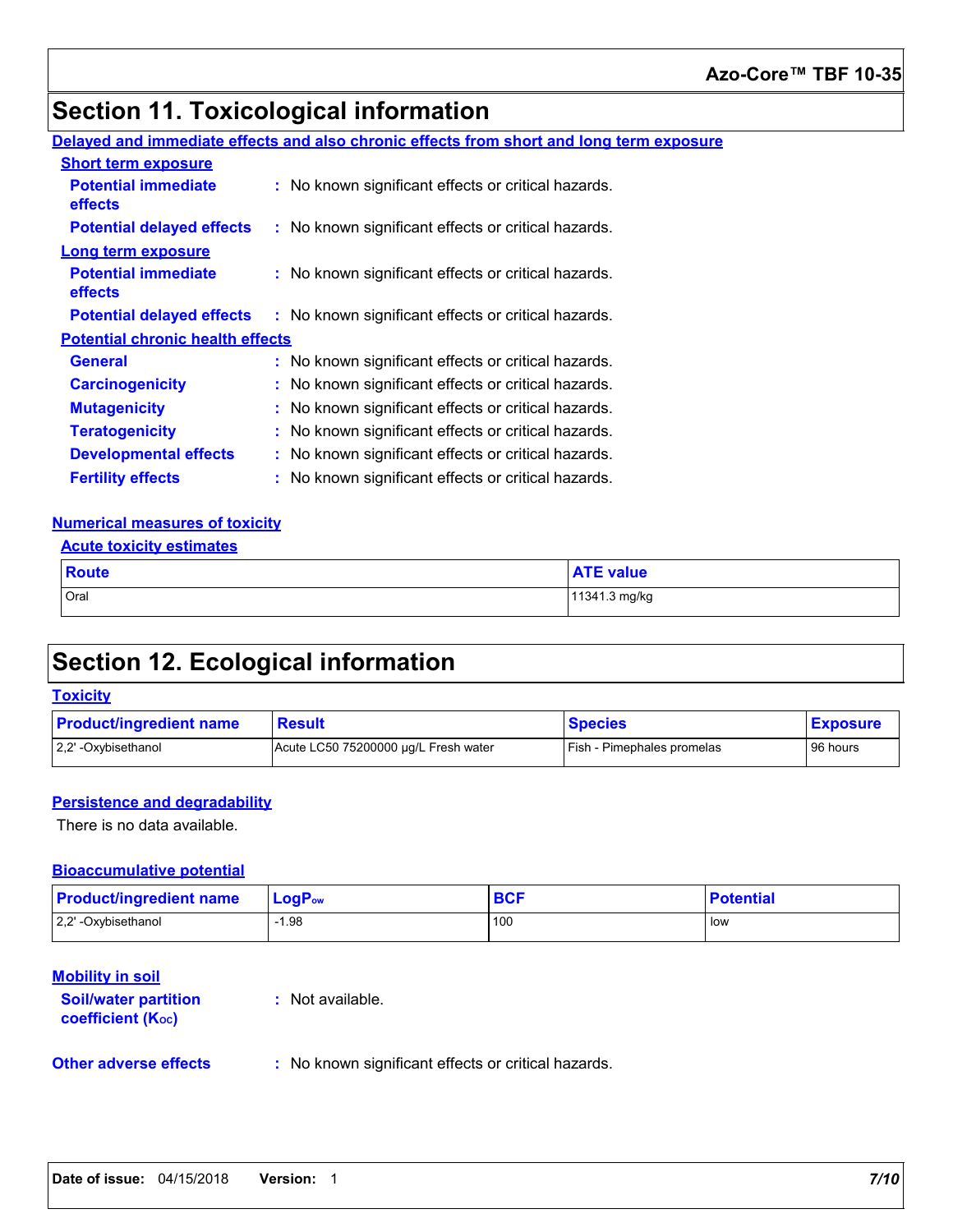# Section 11. Toxicological information

**Delayed and immediate effects and also chronic effects from short and long term exposure**

**Short term exposure**

**Potential immediate effects** : No known significant effects or critical hazards.

**Potential delayed effects** : No known significant effects or critical hazards.

**Long term exposure**

**Potential immediate effects** : No known significant effects or critical hazards.

**Potential delayed effects** : No known significant effects or critical hazards.

**Potential chronic health effects**

**General** : No known significant effects or critical hazards.

**Carcinogenicity** : No known significant effects or critical hazards.

**Mutagenicity** : No known significant effects or critical hazards.

**Teratogenicity** : No known significant effects or critical hazards.

**Developmental effects** : No known significant effects or critical hazards.

**Fertility effects** : No known significant effects or critical hazards.

**Numerical measures of toxicity**

**Acute toxicity estimates**

| Route | ATE value |
|---|---|
| Oral | 11341.3 mg/kg |

# Section 12. Ecological information

**Toxicity**

| Product/ingredient name | Result | Species | Exposure |
|---|---|---|---|
| 2,2' -Oxybisethanol | Acute LC50 75200000 µg/L Fresh water | Fish - Pimephales promelas | 96 hours |

**Persistence and degradability**

There is no data available.

**Bioaccumulative potential**

| Product/ingredient name | $LogP_{ow}$ | BCF | Potential |
|---|---|---|---|
| 2,2' -Oxybisethanol | -1.98 | 100 | low |

**Mobility in soil**

**Soil/water partition coefficient ($K_{OC}$)** : Not available.

**Other adverse effects** : No known significant effects or critical hazards.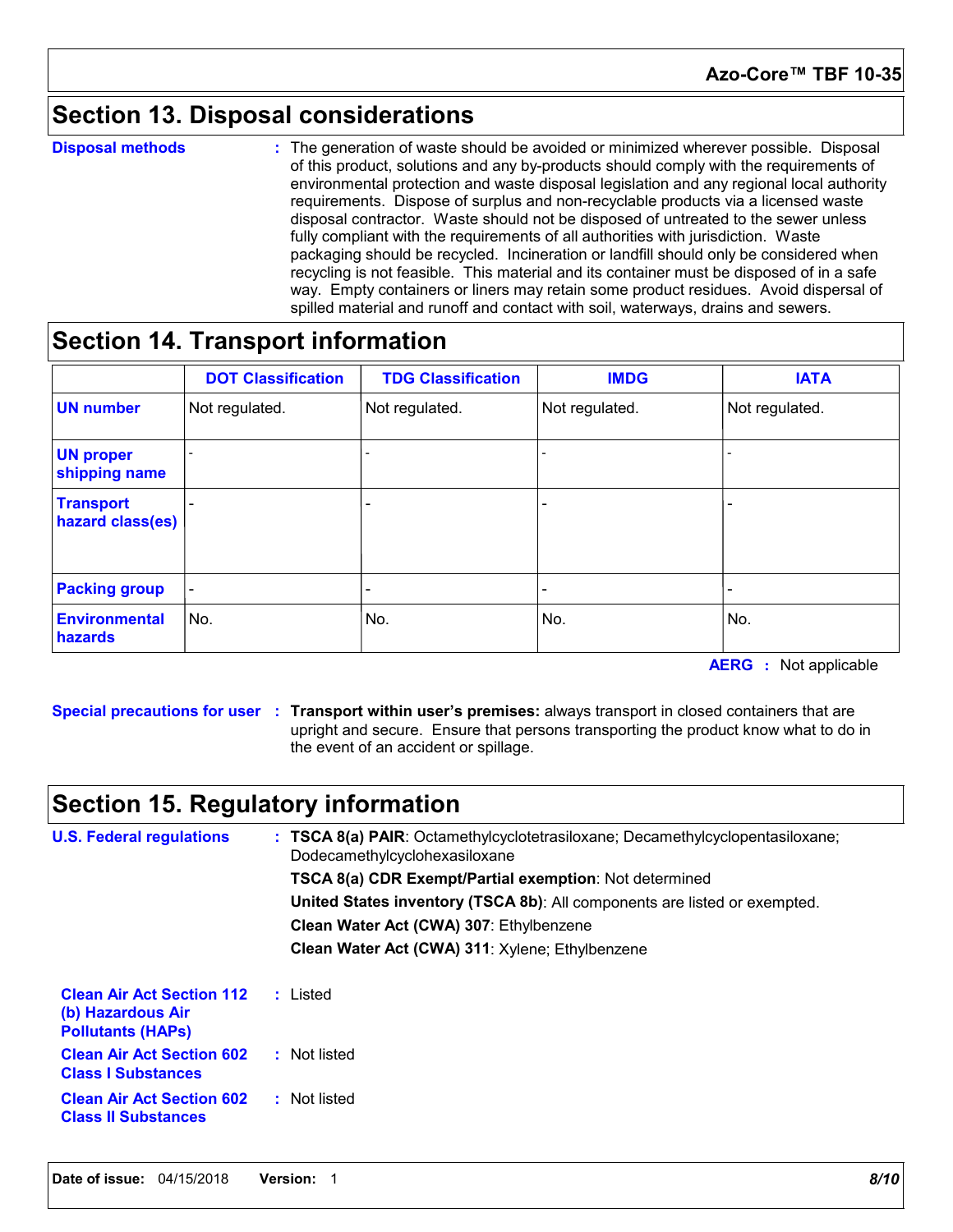## Section 13. Disposal considerations

**Disposal methods** : The generation of waste should be avoided or minimized wherever possible. Disposal of this product, solutions and any by-products should comply with the requirements of environmental protection and waste disposal legislation and any regional local authority requirements. Dispose of surplus and non-recyclable products via a licensed waste disposal contractor. Waste should not be disposed of untreated to the sewer unless fully compliant with the requirements of all authorities with jurisdiction. Waste packaging should be recycled. Incineration or landfill should only be considered when recycling is not feasible. This material and its container must be disposed of in a safe way. Empty containers or liners may retain some product residues. Avoid dispersal of spilled material and runoff and contact with soil, waterways, drains and sewers.

## Section 14. Transport information

| | DOT Classification | TDG Classification | IMDG | IATA |
|---|---|---|---|---|
| UN number | Not regulated. | Not regulated. | Not regulated. | Not regulated. |
| UN proper shipping name | - | - | - | - |
| Transport hazard class(es) | - | - | - | - |
| Packing group | - | - | - | - |
| Environmental hazards | No. | No. | No. | No. |

**AERG** : Not applicable

**Special precautions for user** : **Transport within user's premises:** always transport in closed containers that are upright and secure. Ensure that persons transporting the product know what to do in the event of an accident or spillage.

## Section 15. Regulatory information

**U.S. Federal regulations** : **TSCA 8(a) PAIR**: Octamethylcyclotetrasiloxane; Decamethylcyclopentasiloxane; Dodecamethylcyclohexasiloxane

**TSCA 8(a) CDR Exempt/Partial exemption**: Not determined

**United States inventory (TSCA 8b)**: All components are listed or exempted.

**Clean Water Act (CWA) 307**: Ethylbenzene

**Clean Water Act (CWA) 311**: Xylene; Ethylbenzene

**Clean Air Act Section 112 (b) Hazardous Air Pollutants (HAPs)** : Listed

**Clean Air Act Section 602 Class I Substances** : Not listed

**Clean Air Act Section 602 Class II Substances** : Not listed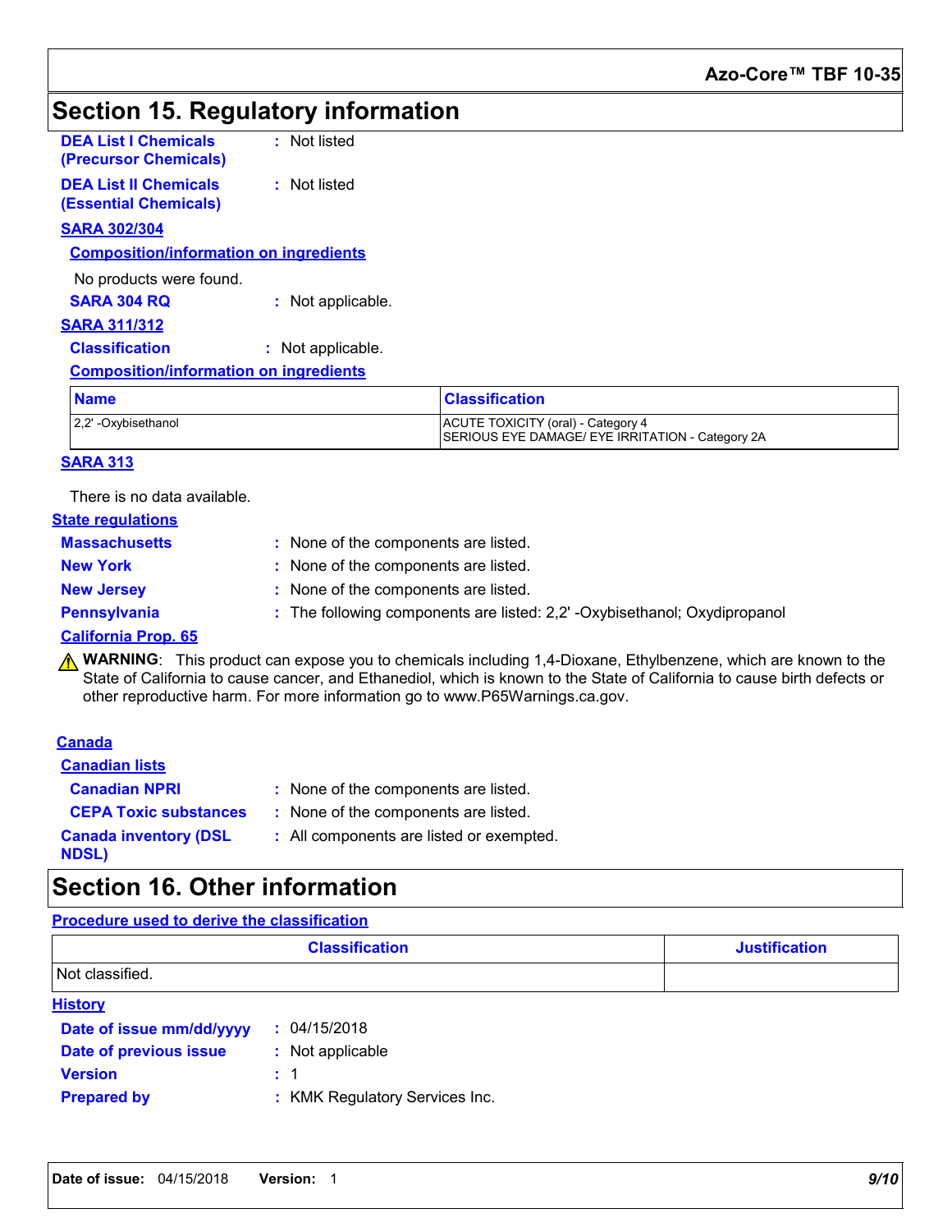## Section 15. Regulatory information

**DEA List I Chemicals (Precursor Chemicals)** : Not listed

**DEA List II Chemicals (Essential Chemicals)** : Not listed

### SARA 302/304

**Composition/information on ingredients**

No products were found.

**SARA 304 RQ** : Not applicable.

### SARA 311/312

**Classification** : Not applicable.

**Composition/information on ingredients**

| Name | Classification |
|---|---|
| 2,2' -Oxybisethanol | ACUTE TOXICITY (oral) - Category 4<br>SERIOUS EYE DAMAGE/ EYE IRRITATION - Category 2A |

### SARA 313

There is no data available.

### State regulations

**Massachusetts** : None of the components are listed.

**New York** : None of the components are listed.

**New Jersey** : None of the components are listed.

**Pennsylvania** : The following components are listed: 2,2' -Oxybisethanol; Oxydipropanol

### California Prop. 65

⚠ **WARNING**: This product can expose you to chemicals including 1,4-Dioxane, Ethylbenzene, which are known to the State of California to cause cancer, and Ethanediol, which is known to the State of California to cause birth defects or other reproductive harm. For more information go to www.P65Warnings.ca.gov.

### Canada

**Canadian lists**

**Canadian NPRI** : None of the components are listed.

**CEPA Toxic substances** : None of the components are listed.

**Canada inventory (DSL NDSL)** : All components are listed or exempted.

## Section 16. Other information

**Procedure used to derive the classification**

| Classification | Justification |
|---|---|
| Not classified. | |

### History

**Date of issue mm/dd/yyyy** : 04/15/2018

**Date of previous issue** : Not applicable

**Version** : 1

**Prepared by** : KMK Regulatory Services Inc.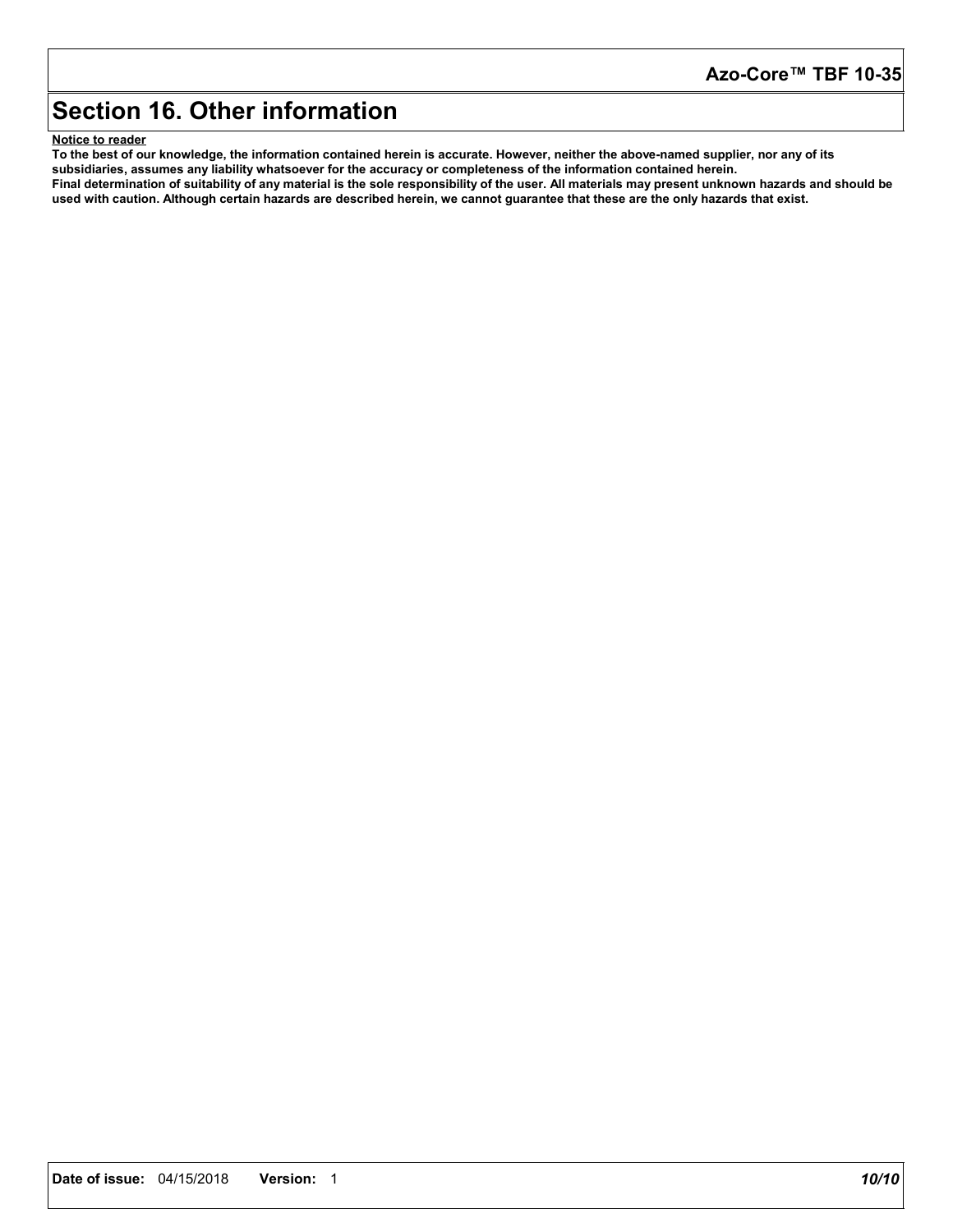# Section 16. Other information

**Notice to reader**

**To the best of our knowledge, the information contained herein is accurate. However, neither the above-named supplier, nor any of its subsidiaries, assumes any liability whatsoever for the accuracy or completeness of the information contained herein.**

**Final determination of suitability of any material is the sole responsibility of the user. All materials may present unknown hazards and should be used with caution. Although certain hazards are described herein, we cannot guarantee that these are the only hazards that exist.**